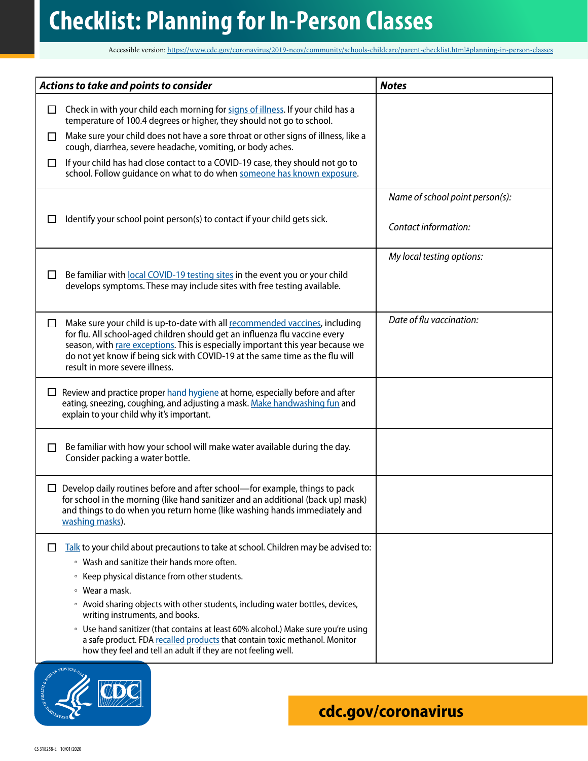# Checklist: Planning for In-Person Classes

Accessible version: https://www.cdc.gov/coronavirus/2019-ncov/community/schools-childcare/parent-checklist.html#planning-in-person-classes

| *Actions to take and points to consider* | *Notes* |
|---|---|
| ☐ Check in with your child each morning for signs of illness. If your child has a temperature of 100.4 degrees or higher, they should not go to school.<br>☐ Make sure your child does not have a sore throat or other signs of illness, like a cough, diarrhea, severe headache, vomiting, or body aches.<br>☐ If your child has had close contact to a COVID-19 case, they should not go to school. Follow guidance on what to do when someone has known exposure. | |
| ☐ Identify your school point person(s) to contact if your child gets sick. | *Name of school point person(s):*<br><br>*Contact information:* |
| ☐ Be familiar with local COVID-19 testing sites in the event you or your child develops symptoms. These may include sites with free testing available. | *My local testing options:* |
| ☐ Make sure your child is up-to-date with all recommended vaccines, including for flu. All school-aged children should get an influenza flu vaccine every season, with rare exceptions. This is especially important this year because we do not yet know if being sick with COVID-19 at the same time as the flu will result in more severe illness. | *Date of flu vaccination:* |
| ☐ Review and practice proper hand hygiene at home, especially before and after eating, sneezing, coughing, and adjusting a mask. Make handwashing fun and explain to your child why it's important. | |
| ☐ Be familiar with how your school will make water available during the day. Consider packing a water bottle. | |
| ☐ Develop daily routines before and after school—for example, things to pack for school in the morning (like hand sanitizer and an additional (back up) mask) and things to do when you return home (like washing hands immediately and washing masks). | |
| ☐ Talk to your child about precautions to take at school. Children may be advised to:<br>◦ Wash and sanitize their hands more often.<br>◦ Keep physical distance from other students.<br>◦ Wear a mask.<br>◦ Avoid sharing objects with other students, including water bottles, devices, writing instruments, and books.<br>◦ Use hand sanitizer (that contains at least 60% alcohol.) Make sure you're using a safe product. FDA recalled products that contain toxic methanol. Monitor how they feel and tell an adult if they are not feeling well. | |

cdc.gov/coronavirus

CS 318258-E 10/01/2020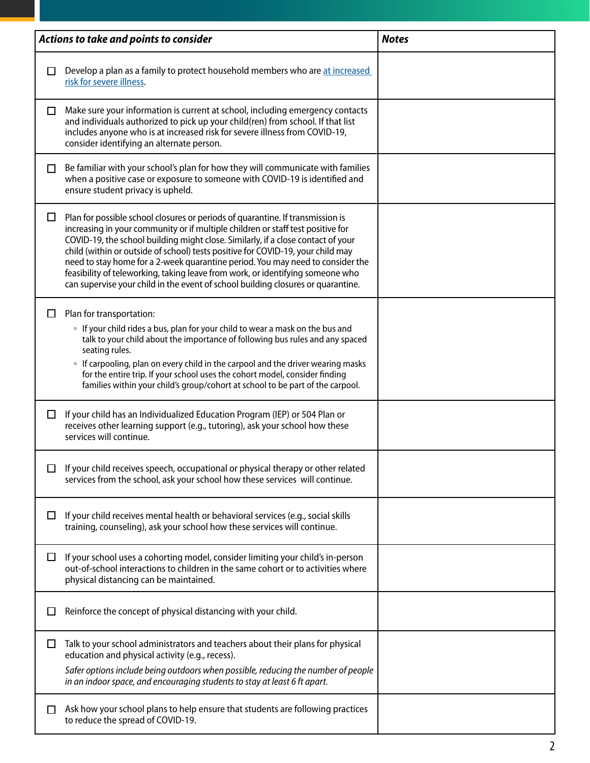| *Actions to take and points to consider* | *Notes* |
|---|---|
| ☐ Develop a plan as a family to protect household members who are [at increased risk for severe illness](). | |
| ☐ Make sure your information is current at school, including emergency contacts and individuals authorized to pick up your child(ren) from school. If that list includes anyone who is at increased risk for severe illness from COVID-19, consider identifying an alternate person. | |
| ☐ Be familiar with your school's plan for how they will communicate with families when a positive case or exposure to someone with COVID-19 is identified and ensure student privacy is upheld. | |
| ☐ Plan for possible school closures or periods of quarantine. If transmission is increasing in your community or if multiple children or staff test positive for COVID-19, the school building might close. Similarly, if a close contact of your child (within or outside of school) tests positive for COVID-19, your child may need to stay home for a 2-week quarantine period. You may need to consider the feasibility of teleworking, taking leave from work, or identifying someone who can supervise your child in the event of school building closures or quarantine. | |
| ☐ Plan for transportation:<br>◦ If your child rides a bus, plan for your child to wear a mask on the bus and talk to your child about the importance of following bus rules and any spaced seating rules.<br>◦ If carpooling, plan on every child in the carpool and the driver wearing masks for the entire trip. If your school uses the cohort model, consider finding families within your child's group/cohort at school to be part of the carpool. | |
| ☐ If your child has an Individualized Education Program (IEP) or 504 Plan or receives other learning support (e.g., tutoring), ask your school how these services will continue. | |
| ☐ If your child receives speech, occupational or physical therapy or other related services from the school, ask your school how these services will continue. | |
| ☐ If your child receives mental health or behavioral services (e.g., social skills training, counseling), ask your school how these services will continue. | |
| ☐ If your school uses a cohorting model, consider limiting your child's in-person out-of-school interactions to children in the same cohort or to activities where physical distancing can be maintained. | |
| ☐ Reinforce the concept of physical distancing with your child. | |
| ☐ Talk to your school administrators and teachers about their plans for physical education and physical activity (e.g., recess).<br>*Safer options include being outdoors when possible, reducing the number of people in an indoor space, and encouraging students to stay at least 6 ft apart.* | |
| ☐ Ask how your school plans to help ensure that students are following practices to reduce the spread of COVID-19. | |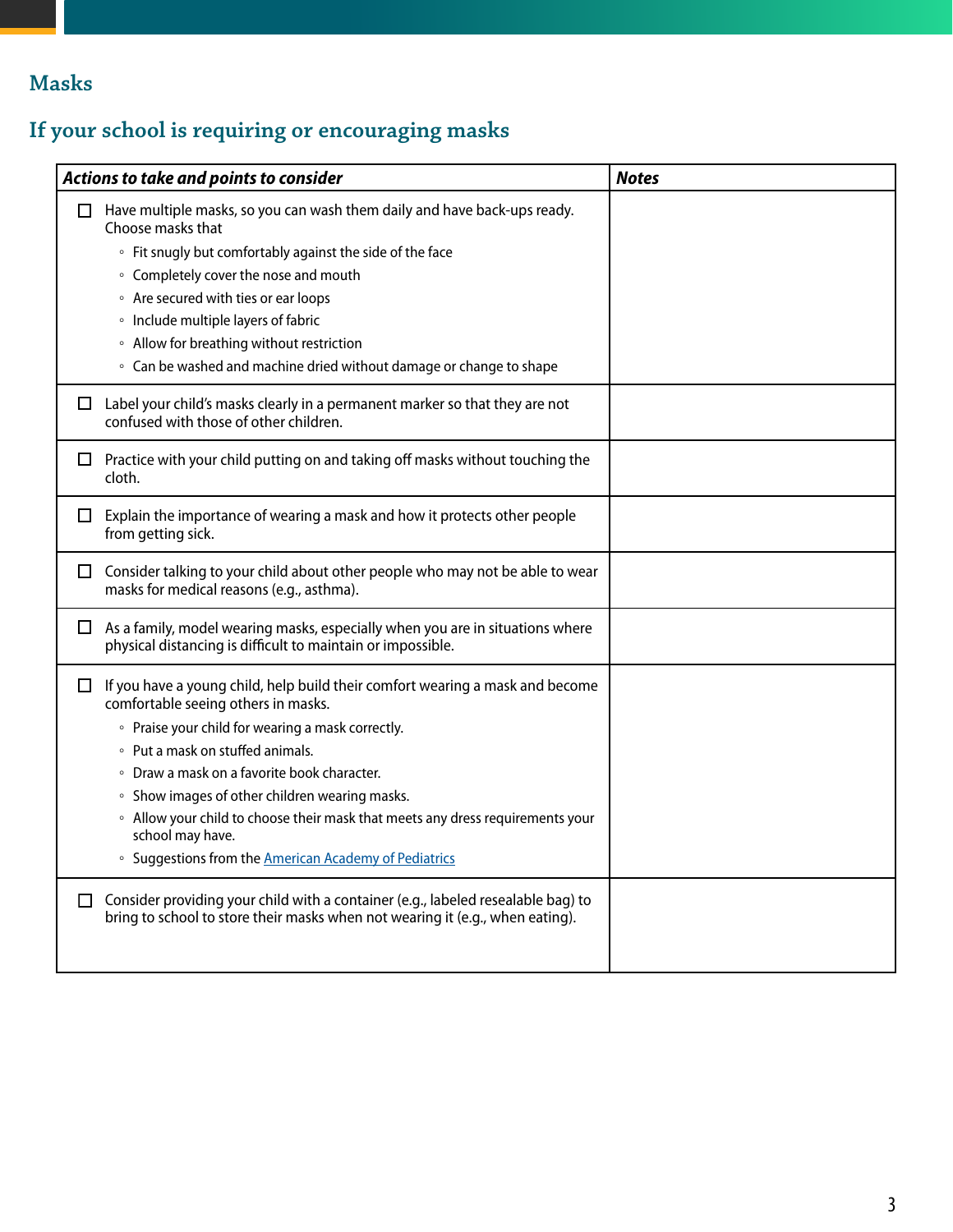## Masks

### If your school is requiring or encouraging masks

| *Actions to take and points to consider* | *Notes* |
|---|---|
| ☐ Have multiple masks, so you can wash them daily and have back-ups ready. Choose masks that<br>◦ Fit snugly but comfortably against the side of the face<br>◦ Completely cover the nose and mouth<br>◦ Are secured with ties or ear loops<br>◦ Include multiple layers of fabric<br>◦ Allow for breathing without restriction<br>◦ Can be washed and machine dried without damage or change to shape | |
| ☐ Label your child's masks clearly in a permanent marker so that they are not confused with those of other children. | |
| ☐ Practice with your child putting on and taking off masks without touching the cloth. | |
| ☐ Explain the importance of wearing a mask and how it protects other people from getting sick. | |
| ☐ Consider talking to your child about other people who may not be able to wear masks for medical reasons (e.g., asthma). | |
| ☐ As a family, model wearing masks, especially when you are in situations where physical distancing is difficult to maintain or impossible. | |
| ☐ If you have a young child, help build their comfort wearing a mask and become comfortable seeing others in masks.<br>◦ Praise your child for wearing a mask correctly.<br>◦ Put a mask on stuffed animals.<br>◦ Draw a mask on a favorite book character.<br>◦ Show images of other children wearing masks.<br>◦ Allow your child to choose their mask that meets any dress requirements your school may have.<br>◦ Suggestions from the American Academy of Pediatrics | |
| ☐ Consider providing your child with a container (e.g., labeled resealable bag) to bring to school to store their masks when not wearing it (e.g., when eating). | |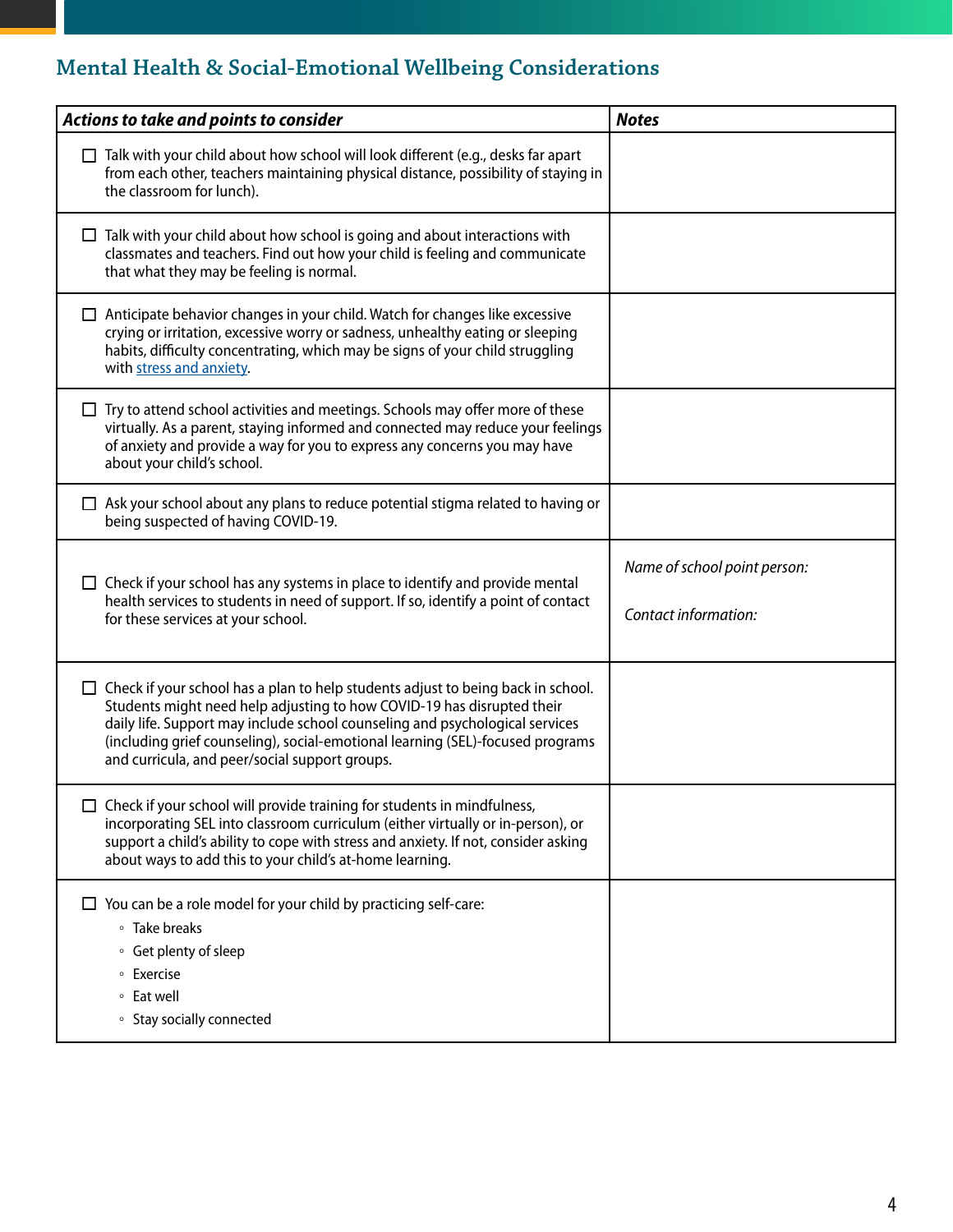## Mental Health & Social-Emotional Wellbeing Considerations

| ***Actions to take and points to consider*** | ***Notes*** |
| --- | --- |
| ☐ Talk with your child about how school will look different (e.g., desks far apart from each other, teachers maintaining physical distance, possibility of staying in the classroom for lunch). | |
| ☐ Talk with your child about how school is going and about interactions with classmates and teachers. Find out how your child is feeling and communicate that what they may be feeling is normal. | |
| ☐ Anticipate behavior changes in your child. Watch for changes like excessive crying or irritation, excessive worry or sadness, unhealthy eating or sleeping habits, difficulty concentrating, which may be signs of your child struggling with stress and anxiety. | |
| ☐ Try to attend school activities and meetings. Schools may offer more of these virtually. As a parent, staying informed and connected may reduce your feelings of anxiety and provide a way for you to express any concerns you may have about your child's school. | |
| ☐ Ask your school about any plans to reduce potential stigma related to having or being suspected of having COVID-19. | |
| ☐ Check if your school has any systems in place to identify and provide mental health services to students in need of support. If so, identify a point of contact for these services at your school. | *Name of school point person:*<br><br>*Contact information:* |
| ☐ Check if your school has a plan to help students adjust to being back in school. Students might need help adjusting to how COVID-19 has disrupted their daily life. Support may include school counseling and psychological services (including grief counseling), social-emotional learning (SEL)-focused programs and curricula, and peer/social support groups. | |
| ☐ Check if your school will provide training for students in mindfulness, incorporating SEL into classroom curriculum (either virtually or in-person), or support a child's ability to cope with stress and anxiety. If not, consider asking about ways to add this to your child's at-home learning. | |
| ☐ You can be a role model for your child by practicing self-care:<br>◦ Take breaks<br>◦ Get plenty of sleep<br>◦ Exercise<br>◦ Eat well<br>◦ Stay socially connected | |